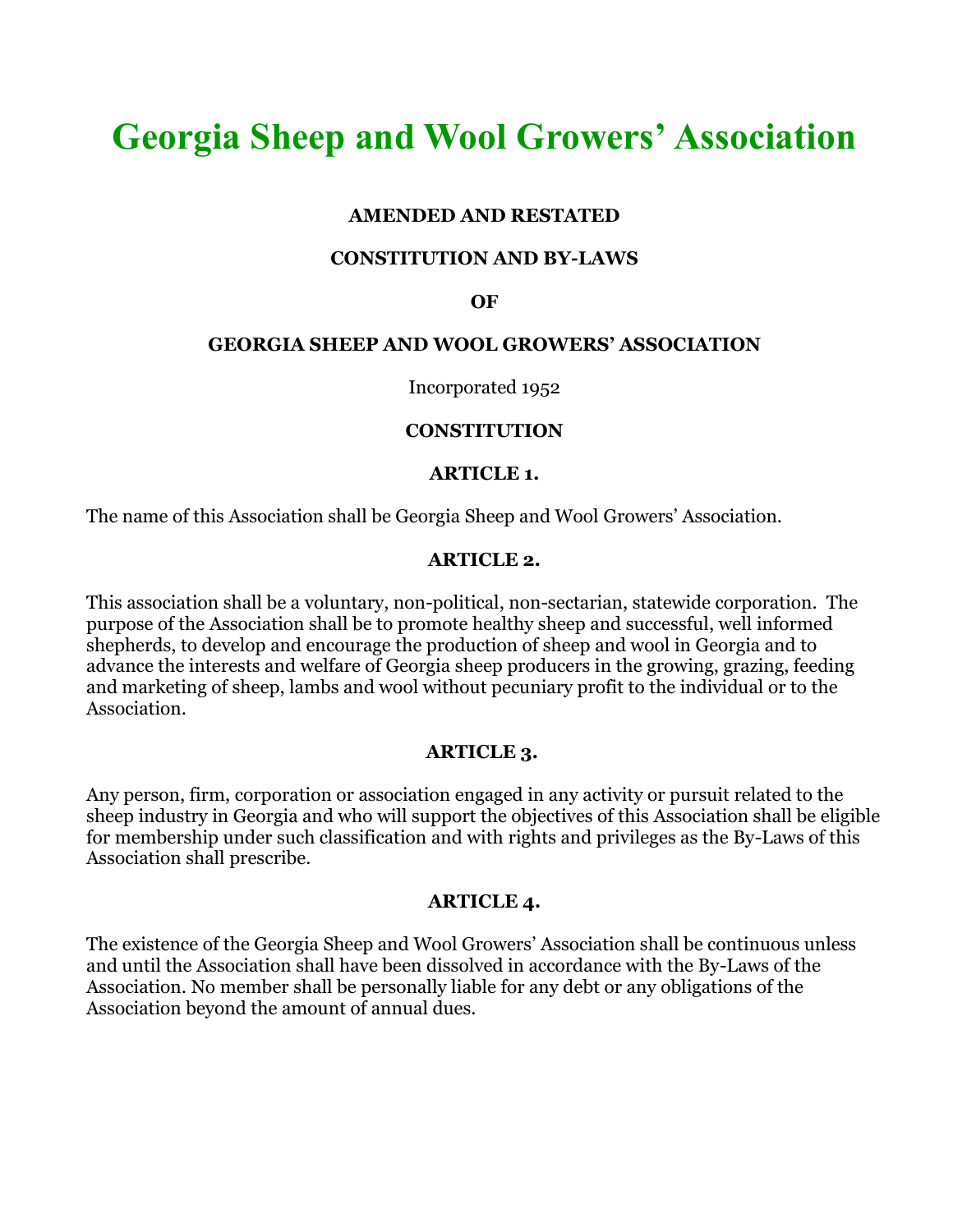# Georgia Sheep and Wool Growers' Association

**AMENDED AND RESTATED**

**CONSTITUTION AND BY-LAWS**

**OF**

**GEORGIA SHEEP AND WOOL GROWERS' ASSOCIATION**

Incorporated 1952

## CONSTITUTION

### ARTICLE 1.

The name of this Association shall be Georgia Sheep and Wool Growers' Association.

### ARTICLE 2.

This association shall be a voluntary, non-political, non-sectarian, statewide corporation. The purpose of the Association shall be to promote healthy sheep and successful, well informed shepherds, to develop and encourage the production of sheep and wool in Georgia and to advance the interests and welfare of Georgia sheep producers in the growing, grazing, feeding and marketing of sheep, lambs and wool without pecuniary profit to the individual or to the Association.

### ARTICLE 3.

Any person, firm, corporation or association engaged in any activity or pursuit related to the sheep industry in Georgia and who will support the objectives of this Association shall be eligible for membership under such classification and with rights and privileges as the By-Laws of this Association shall prescribe.

### ARTICLE 4.

The existence of the Georgia Sheep and Wool Growers' Association shall be continuous unless and until the Association shall have been dissolved in accordance with the By-Laws of the Association. No member shall be personally liable for any debt or any obligations of the Association beyond the amount of annual dues.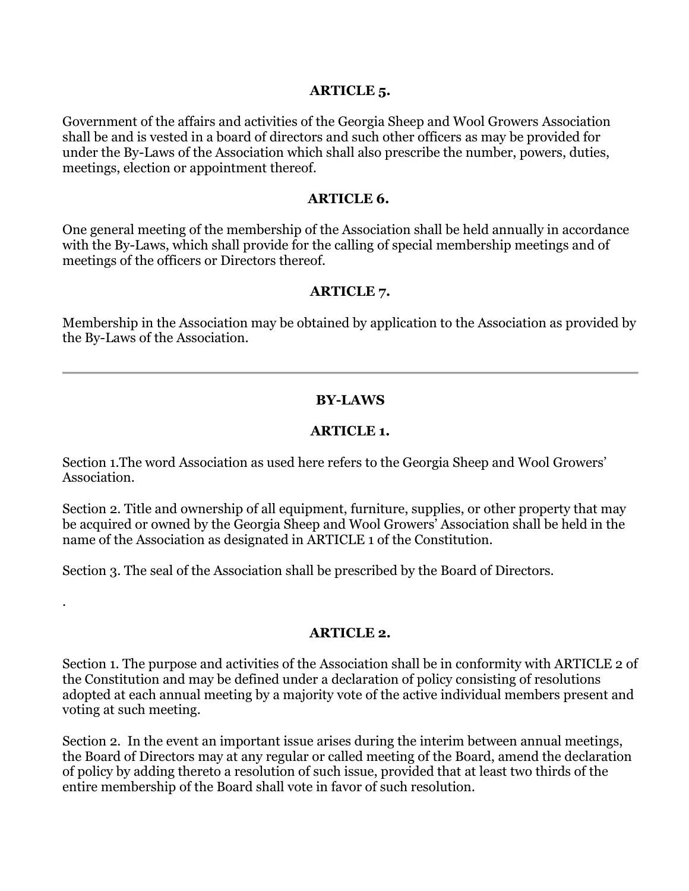**ARTICLE 5.**

Government of the affairs and activities of the Georgia Sheep and Wool Growers Association shall be and is vested in a board of directors and such other officers as may be provided for under the By-Laws of the Association which shall also prescribe the number, powers, duties, meetings, election or appointment thereof.

**ARTICLE 6.**

One general meeting of the membership of the Association shall be held annually in accordance with the By-Laws, which shall provide for the calling of special membership meetings and of meetings of the officers or Directors thereof.

**ARTICLE 7.**

Membership in the Association may be obtained by application to the Association as provided by the By-Laws of the Association.

---

## BY-LAWS

**ARTICLE 1.**

Section 1.The word Association as used here refers to the Georgia Sheep and Wool Growers' Association.

Section 2. Title and ownership of all equipment, furniture, supplies, or other property that may be acquired or owned by the Georgia Sheep and Wool Growers' Association shall be held in the name of the Association as designated in ARTICLE 1 of the Constitution.

Section 3. The seal of the Association shall be prescribed by the Board of Directors.

.

**ARTICLE 2.**

Section 1. The purpose and activities of the Association shall be in conformity with ARTICLE 2 of the Constitution and may be defined under a declaration of policy consisting of resolutions adopted at each annual meeting by a majority vote of the active individual members present and voting at such meeting.

Section 2. In the event an important issue arises during the interim between annual meetings, the Board of Directors may at any regular or called meeting of the Board, amend the declaration of policy by adding thereto a resolution of such issue, provided that at least two thirds of the entire membership of the Board shall vote in favor of such resolution.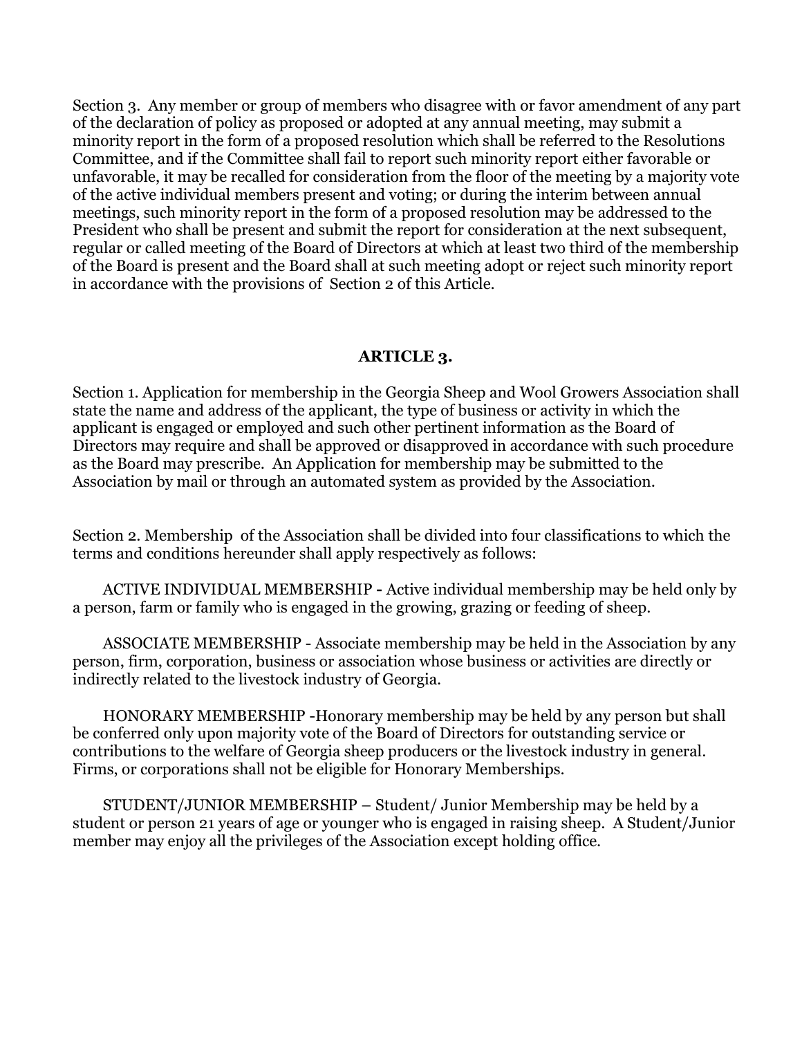Section 3. Any member or group of members who disagree with or favor amendment of any part of the declaration of policy as proposed or adopted at any annual meeting, may submit a minority report in the form of a proposed resolution which shall be referred to the Resolutions Committee, and if the Committee shall fail to report such minority report either favorable or unfavorable, it may be recalled for consideration from the floor of the meeting by a majority vote of the active individual members present and voting; or during the interim between annual meetings, such minority report in the form of a proposed resolution may be addressed to the President who shall be present and submit the report for consideration at the next subsequent, regular or called meeting of the Board of Directors at which at least two third of the membership of the Board is present and the Board shall at such meeting adopt or reject such minority report in accordance with the provisions of Section 2 of this Article.

## ARTICLE 3.

Section 1. Application for membership in the Georgia Sheep and Wool Growers Association shall state the name and address of the applicant, the type of business or activity in which the applicant is engaged or employed and such other pertinent information as the Board of Directors may require and shall be approved or disapproved in accordance with such procedure as the Board may prescribe. An Application for membership may be submitted to the Association by mail or through an automated system as provided by the Association.

Section 2. Membership of the Association shall be divided into four classifications to which the terms and conditions hereunder shall apply respectively as follows:

ACTIVE INDIVIDUAL MEMBERSHIP **-** Active individual membership may be held only by a person, farm or family who is engaged in the growing, grazing or feeding of sheep.

ASSOCIATE MEMBERSHIP - Associate membership may be held in the Association by any person, firm, corporation, business or association whose business or activities are directly or indirectly related to the livestock industry of Georgia.

HONORARY MEMBERSHIP -Honorary membership may be held by any person but shall be conferred only upon majority vote of the Board of Directors for outstanding service or contributions to the welfare of Georgia sheep producers or the livestock industry in general. Firms, or corporations shall not be eligible for Honorary Memberships.

STUDENT/JUNIOR MEMBERSHIP – Student/ Junior Membership may be held by a student or person 21 years of age or younger who is engaged in raising sheep. A Student/Junior member may enjoy all the privileges of the Association except holding office.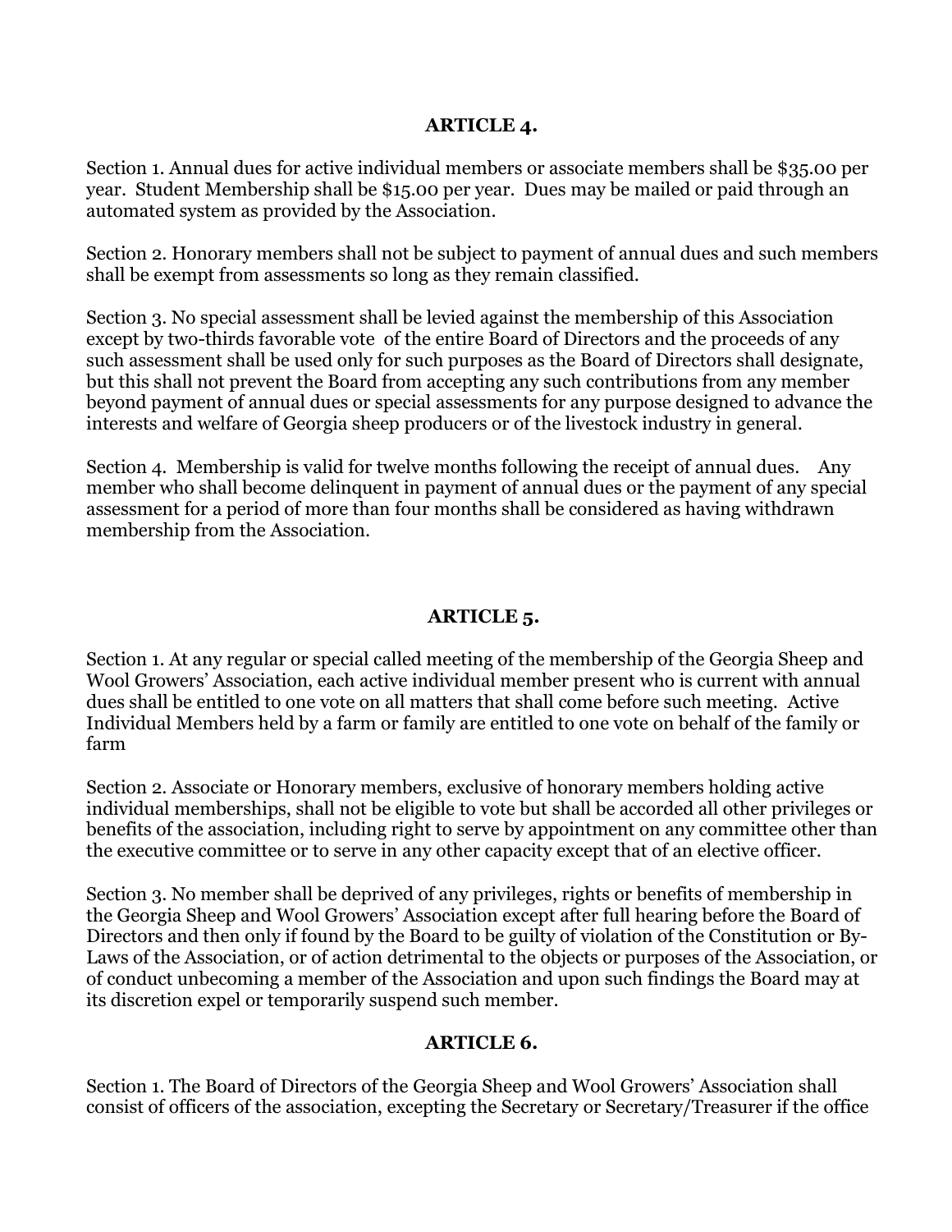## ARTICLE 4.

Section 1. Annual dues for active individual members or associate members shall be $35.00 per year. Student Membership shall be $15.00 per year. Dues may be mailed or paid through an automated system as provided by the Association.

Section 2. Honorary members shall not be subject to payment of annual dues and such members shall be exempt from assessments so long as they remain classified.

Section 3. No special assessment shall be levied against the membership of this Association except by two-thirds favorable vote of the entire Board of Directors and the proceeds of any such assessment shall be used only for such purposes as the Board of Directors shall designate, but this shall not prevent the Board from accepting any such contributions from any member beyond payment of annual dues or special assessments for any purpose designed to advance the interests and welfare of Georgia sheep producers or of the livestock industry in general.

Section 4. Membership is valid for twelve months following the receipt of annual dues. Any member who shall become delinquent in payment of annual dues or the payment of any special assessment for a period of more than four months shall be considered as having withdrawn membership from the Association.

## ARTICLE 5.

Section 1. At any regular or special called meeting of the membership of the Georgia Sheep and Wool Growers' Association, each active individual member present who is current with annual dues shall be entitled to one vote on all matters that shall come before such meeting. Active Individual Members held by a farm or family are entitled to one vote on behalf of the family or farm

Section 2. Associate or Honorary members, exclusive of honorary members holding active individual memberships, shall not be eligible to vote but shall be accorded all other privileges or benefits of the association, including right to serve by appointment on any committee other than the executive committee or to serve in any other capacity except that of an elective officer.

Section 3. No member shall be deprived of any privileges, rights or benefits of membership in the Georgia Sheep and Wool Growers' Association except after full hearing before the Board of Directors and then only if found by the Board to be guilty of violation of the Constitution or By-Laws of the Association, or of action detrimental to the objects or purposes of the Association, or of conduct unbecoming a member of the Association and upon such findings the Board may at its discretion expel or temporarily suspend such member.

## ARTICLE 6.

Section 1. The Board of Directors of the Georgia Sheep and Wool Growers' Association shall consist of officers of the association, excepting the Secretary or Secretary/Treasurer if the office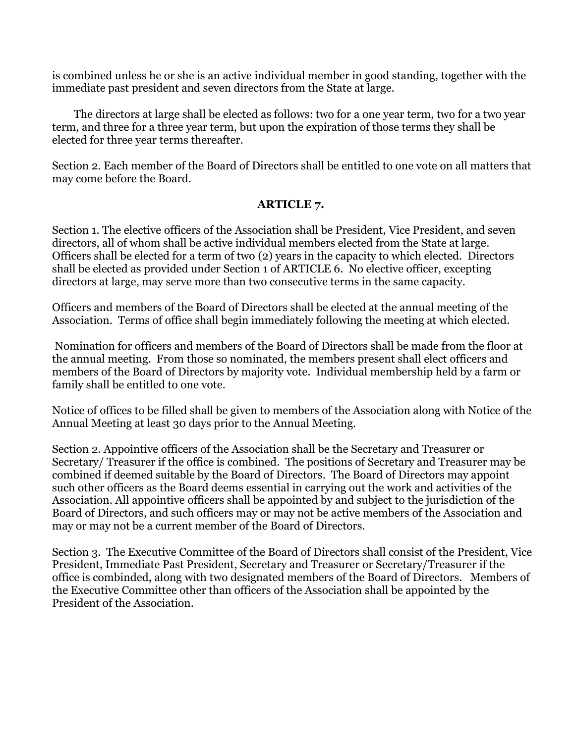is combined unless he or she is an active individual member in good standing, together with the immediate past president and seven directors from the State at large.

The directors at large shall be elected as follows: two for a one year term, two for a two year term, and three for a three year term, but upon the expiration of those terms they shall be elected for three year terms thereafter.

Section 2. Each member of the Board of Directors shall be entitled to one vote on all matters that may come before the Board.

## ARTICLE 7.

Section 1. The elective officers of the Association shall be President, Vice President, and seven directors, all of whom shall be active individual members elected from the State at large. Officers shall be elected for a term of two (2) years in the capacity to which elected. Directors shall be elected as provided under Section 1 of ARTICLE 6. No elective officer, excepting directors at large, may serve more than two consecutive terms in the same capacity.

Officers and members of the Board of Directors shall be elected at the annual meeting of the Association. Terms of office shall begin immediately following the meeting at which elected.

Nomination for officers and members of the Board of Directors shall be made from the floor at the annual meeting. From those so nominated, the members present shall elect officers and members of the Board of Directors by majority vote. Individual membership held by a farm or family shall be entitled to one vote.

Notice of offices to be filled shall be given to members of the Association along with Notice of the Annual Meeting at least 30 days prior to the Annual Meeting.

Section 2. Appointive officers of the Association shall be the Secretary and Treasurer or Secretary/ Treasurer if the office is combined. The positions of Secretary and Treasurer may be combined if deemed suitable by the Board of Directors. The Board of Directors may appoint such other officers as the Board deems essential in carrying out the work and activities of the Association. All appointive officers shall be appointed by and subject to the jurisdiction of the Board of Directors, and such officers may or may not be active members of the Association and may or may not be a current member of the Board of Directors.

Section 3. The Executive Committee of the Board of Directors shall consist of the President, Vice President, Immediate Past President, Secretary and Treasurer or Secretary/Treasurer if the office is combinded, along with two designated members of the Board of Directors. Members of the Executive Committee other than officers of the Association shall be appointed by the President of the Association.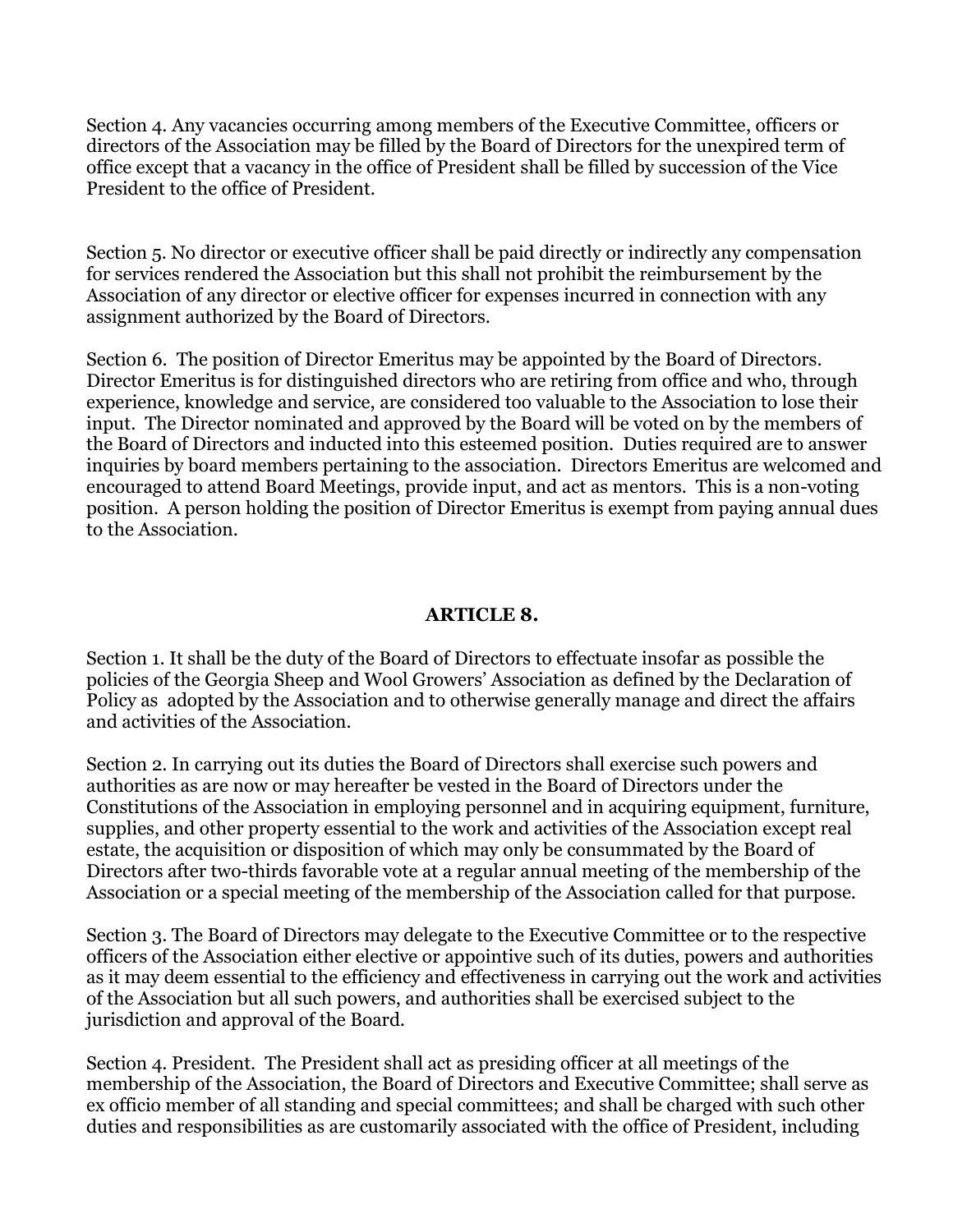Section 4. Any vacancies occurring among members of the Executive Committee, officers or directors of the Association may be filled by the Board of Directors for the unexpired term of office except that a vacancy in the office of President shall be filled by succession of the Vice President to the office of President.

Section 5. No director or executive officer shall be paid directly or indirectly any compensation for services rendered the Association but this shall not prohibit the reimbursement by the Association of any director or elective officer for expenses incurred in connection with any assignment authorized by the Board of Directors.

Section 6. The position of Director Emeritus may be appointed by the Board of Directors. Director Emeritus is for distinguished directors who are retiring from office and who, through experience, knowledge and service, are considered too valuable to the Association to lose their input. The Director nominated and approved by the Board will be voted on by the members of the Board of Directors and inducted into this esteemed position. Duties required are to answer inquiries by board members pertaining to the association. Directors Emeritus are welcomed and encouraged to attend Board Meetings, provide input, and act as mentors. This is a non-voting position. A person holding the position of Director Emeritus is exempt from paying annual dues to the Association.

## ARTICLE 8.

Section 1. It shall be the duty of the Board of Directors to effectuate insofar as possible the policies of the Georgia Sheep and Wool Growers' Association as defined by the Declaration of Policy as adopted by the Association and to otherwise generally manage and direct the affairs and activities of the Association.

Section 2. In carrying out its duties the Board of Directors shall exercise such powers and authorities as are now or may hereafter be vested in the Board of Directors under the Constitutions of the Association in employing personnel and in acquiring equipment, furniture, supplies, and other property essential to the work and activities of the Association except real estate, the acquisition or disposition of which may only be consummated by the Board of Directors after two-thirds favorable vote at a regular annual meeting of the membership of the Association or a special meeting of the membership of the Association called for that purpose.

Section 3. The Board of Directors may delegate to the Executive Committee or to the respective officers of the Association either elective or appointive such of its duties, powers and authorities as it may deem essential to the efficiency and effectiveness in carrying out the work and activities of the Association but all such powers, and authorities shall be exercised subject to the jurisdiction and approval of the Board.

Section 4. President. The President shall act as presiding officer at all meetings of the membership of the Association, the Board of Directors and Executive Committee; shall serve as ex officio member of all standing and special committees; and shall be charged with such other duties and responsibilities as are customarily associated with the office of President, including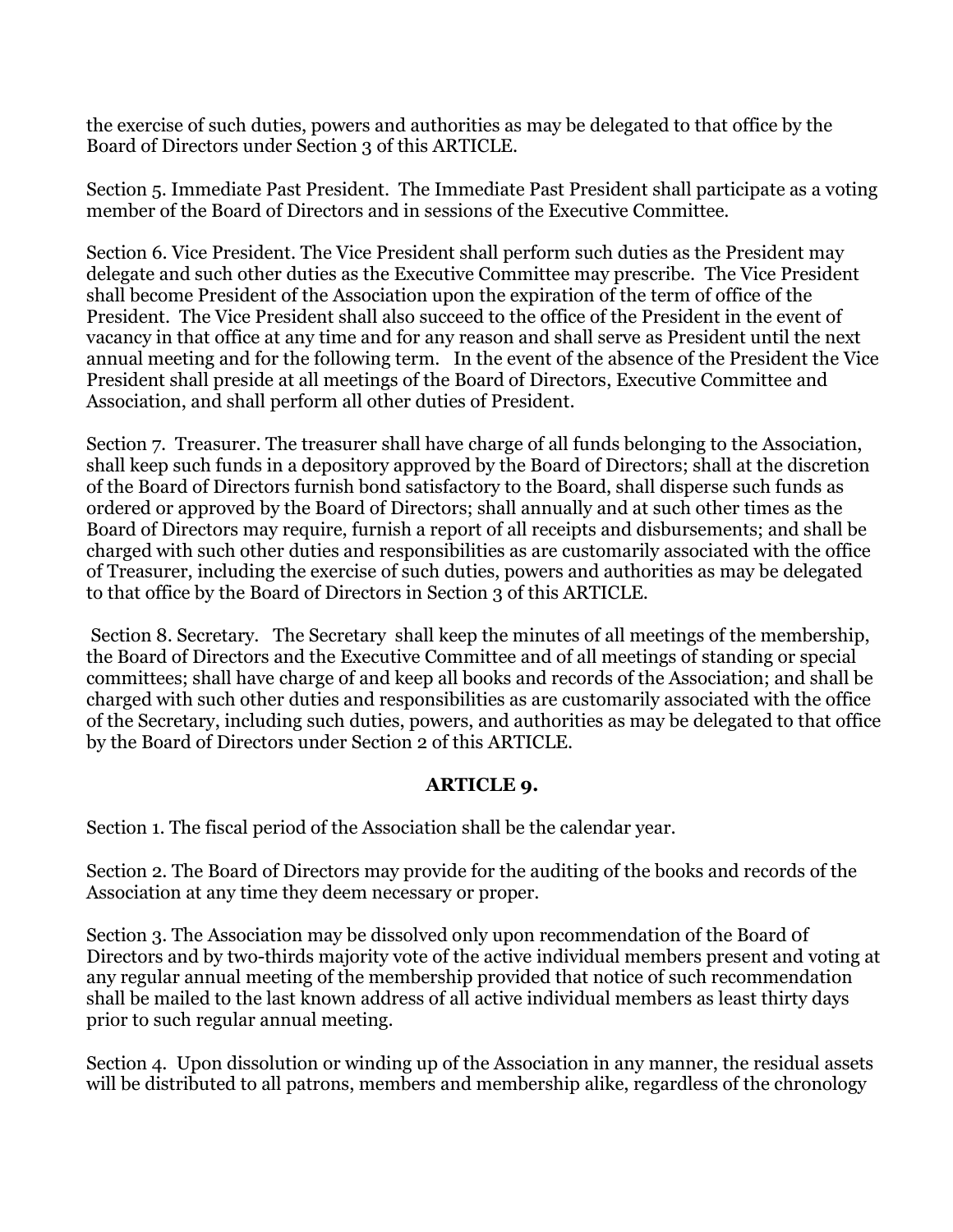the exercise of such duties, powers and authorities as may be delegated to that office by the Board of Directors under Section 3 of this ARTICLE.

Section 5. Immediate Past President. The Immediate Past President shall participate as a voting member of the Board of Directors and in sessions of the Executive Committee.

Section 6. Vice President. The Vice President shall perform such duties as the President may delegate and such other duties as the Executive Committee may prescribe. The Vice President shall become President of the Association upon the expiration of the term of office of the President. The Vice President shall also succeed to the office of the President in the event of vacancy in that office at any time and for any reason and shall serve as President until the next annual meeting and for the following term. In the event of the absence of the President the Vice President shall preside at all meetings of the Board of Directors, Executive Committee and Association, and shall perform all other duties of President.

Section 7. Treasurer. The treasurer shall have charge of all funds belonging to the Association, shall keep such funds in a depository approved by the Board of Directors; shall at the discretion of the Board of Directors furnish bond satisfactory to the Board, shall disperse such funds as ordered or approved by the Board of Directors; shall annually and at such other times as the Board of Directors may require, furnish a report of all receipts and disbursements; and shall be charged with such other duties and responsibilities as are customarily associated with the office of Treasurer, including the exercise of such duties, powers and authorities as may be delegated to that office by the Board of Directors in Section 3 of this ARTICLE.

Section 8. Secretary. The Secretary shall keep the minutes of all meetings of the membership, the Board of Directors and the Executive Committee and of all meetings of standing or special committees; shall have charge of and keep all books and records of the Association; and shall be charged with such other duties and responsibilities as are customarily associated with the office of the Secretary, including such duties, powers, and authorities as may be delegated to that office by the Board of Directors under Section 2 of this ARTICLE.

## ARTICLE 9.

Section 1. The fiscal period of the Association shall be the calendar year.

Section 2. The Board of Directors may provide for the auditing of the books and records of the Association at any time they deem necessary or proper.

Section 3. The Association may be dissolved only upon recommendation of the Board of Directors and by two-thirds majority vote of the active individual members present and voting at any regular annual meeting of the membership provided that notice of such recommendation shall be mailed to the last known address of all active individual members as least thirty days prior to such regular annual meeting.

Section 4. Upon dissolution or winding up of the Association in any manner, the residual assets will be distributed to all patrons, members and membership alike, regardless of the chronology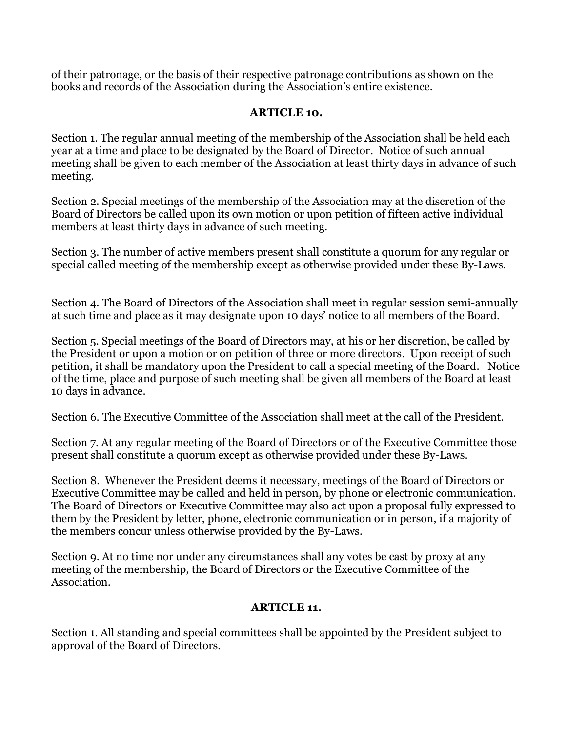of their patronage, or the basis of their respective patronage contributions as shown on the books and records of the Association during the Association's entire existence.

## ARTICLE 10.

Section 1. The regular annual meeting of the membership of the Association shall be held each year at a time and place to be designated by the Board of Director. Notice of such annual meeting shall be given to each member of the Association at least thirty days in advance of such meeting.

Section 2. Special meetings of the membership of the Association may at the discretion of the Board of Directors be called upon its own motion or upon petition of fifteen active individual members at least thirty days in advance of such meeting.

Section 3. The number of active members present shall constitute a quorum for any regular or special called meeting of the membership except as otherwise provided under these By-Laws.

Section 4. The Board of Directors of the Association shall meet in regular session semi-annually at such time and place as it may designate upon 10 days' notice to all members of the Board.

Section 5. Special meetings of the Board of Directors may, at his or her discretion, be called by the President or upon a motion or on petition of three or more directors. Upon receipt of such petition, it shall be mandatory upon the President to call a special meeting of the Board. Notice of the time, place and purpose of such meeting shall be given all members of the Board at least 10 days in advance.

Section 6. The Executive Committee of the Association shall meet at the call of the President.

Section 7. At any regular meeting of the Board of Directors or of the Executive Committee those present shall constitute a quorum except as otherwise provided under these By-Laws.

Section 8. Whenever the President deems it necessary, meetings of the Board of Directors or Executive Committee may be called and held in person, by phone or electronic communication. The Board of Directors or Executive Committee may also act upon a proposal fully expressed to them by the President by letter, phone, electronic communication or in person, if a majority of the members concur unless otherwise provided by the By-Laws.

Section 9. At no time nor under any circumstances shall any votes be cast by proxy at any meeting of the membership, the Board of Directors or the Executive Committee of the Association.

## ARTICLE 11.

Section 1. All standing and special committees shall be appointed by the President subject to approval of the Board of Directors.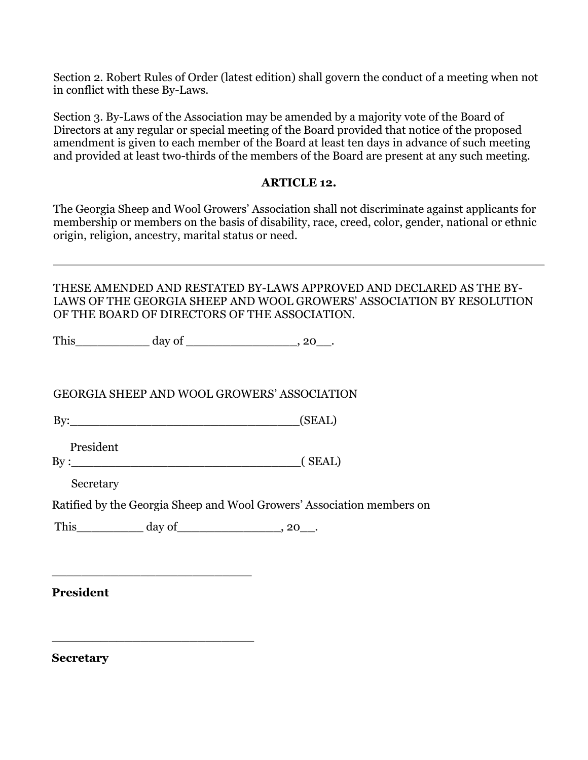Section 2. Robert Rules of Order (latest edition) shall govern the conduct of a meeting when not in conflict with these By-Laws.

Section 3. By-Laws of the Association may be amended by a majority vote of the Board of Directors at any regular or special meeting of the Board provided that notice of the proposed amendment is given to each member of the Board at least ten days in advance of such meeting and provided at least two-thirds of the members of the Board are present at any such meeting.

**ARTICLE 12.**

The Georgia Sheep and Wool Growers' Association shall not discriminate against applicants for membership or members on the basis of disability, race, creed, color, gender, national or ethnic origin, religion, ancestry, marital status or need.

---

THESE AMENDED AND RESTATED BY-LAWS APPROVED AND DECLARED AS THE BY-LAWS OF THE GEORGIA SHEEP AND WOOL GROWERS' ASSOCIATION BY RESOLUTION OF THE BOARD OF DIRECTORS OF THE ASSOCIATION.

This__________ day of _______________, 20__.

GEORGIA SHEEP AND WOOL GROWERS' ASSOCIATION

By:______________________________(SEAL)

President

By :______________________________( SEAL)

Secretary

Ratified by the Georgia Sheep and Wool Growers' Association members on

This_________ day of______________, 20__.

___________________________

**President**

___________________________

**Secretary**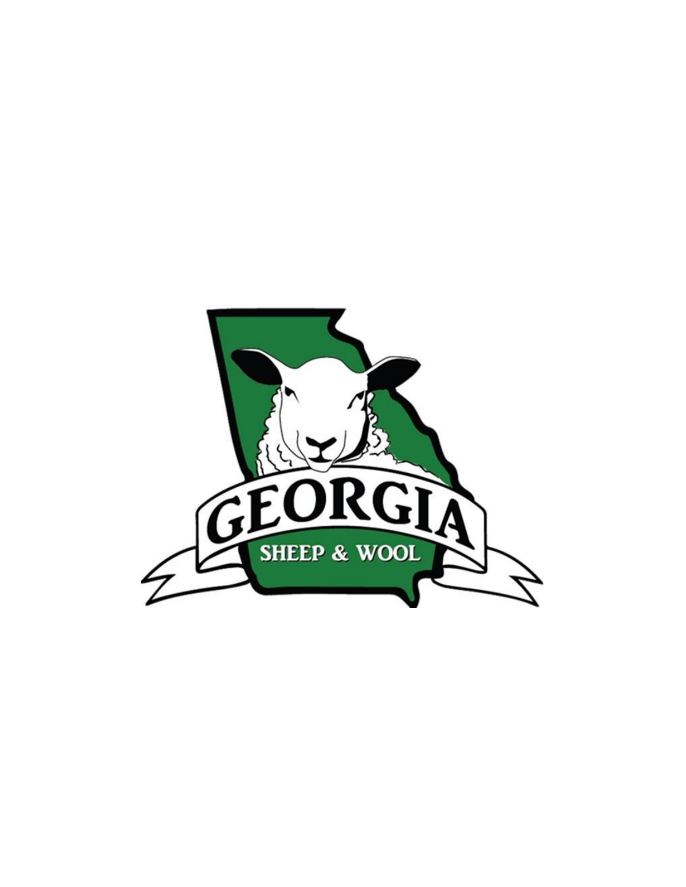GEORGIA

SHEEP & WOOL